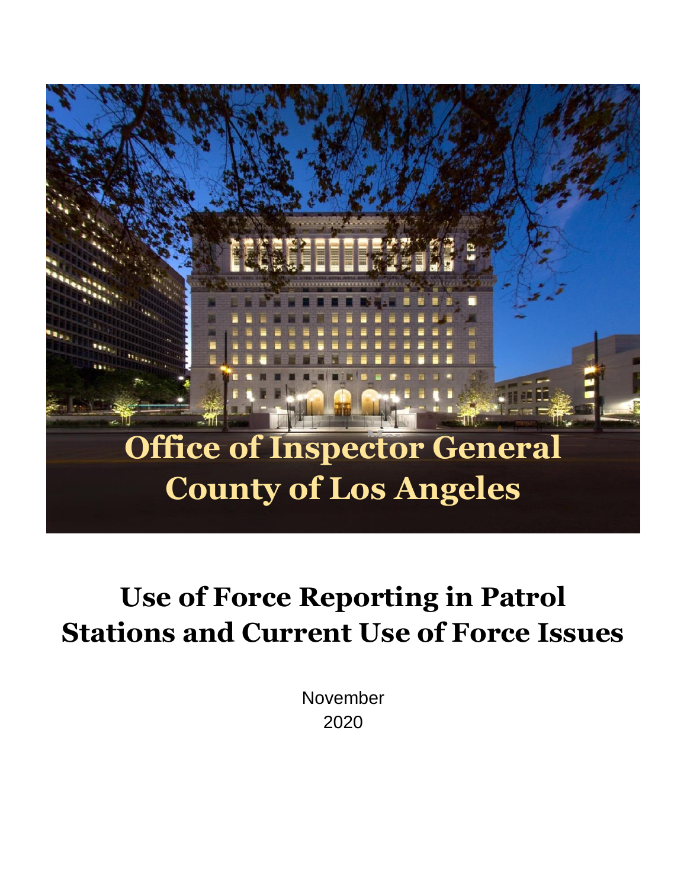# Office of Inspector General
# County of Los Angeles

# Use of Force Reporting in Patrol Stations and Current Use of Force Issues

November
2020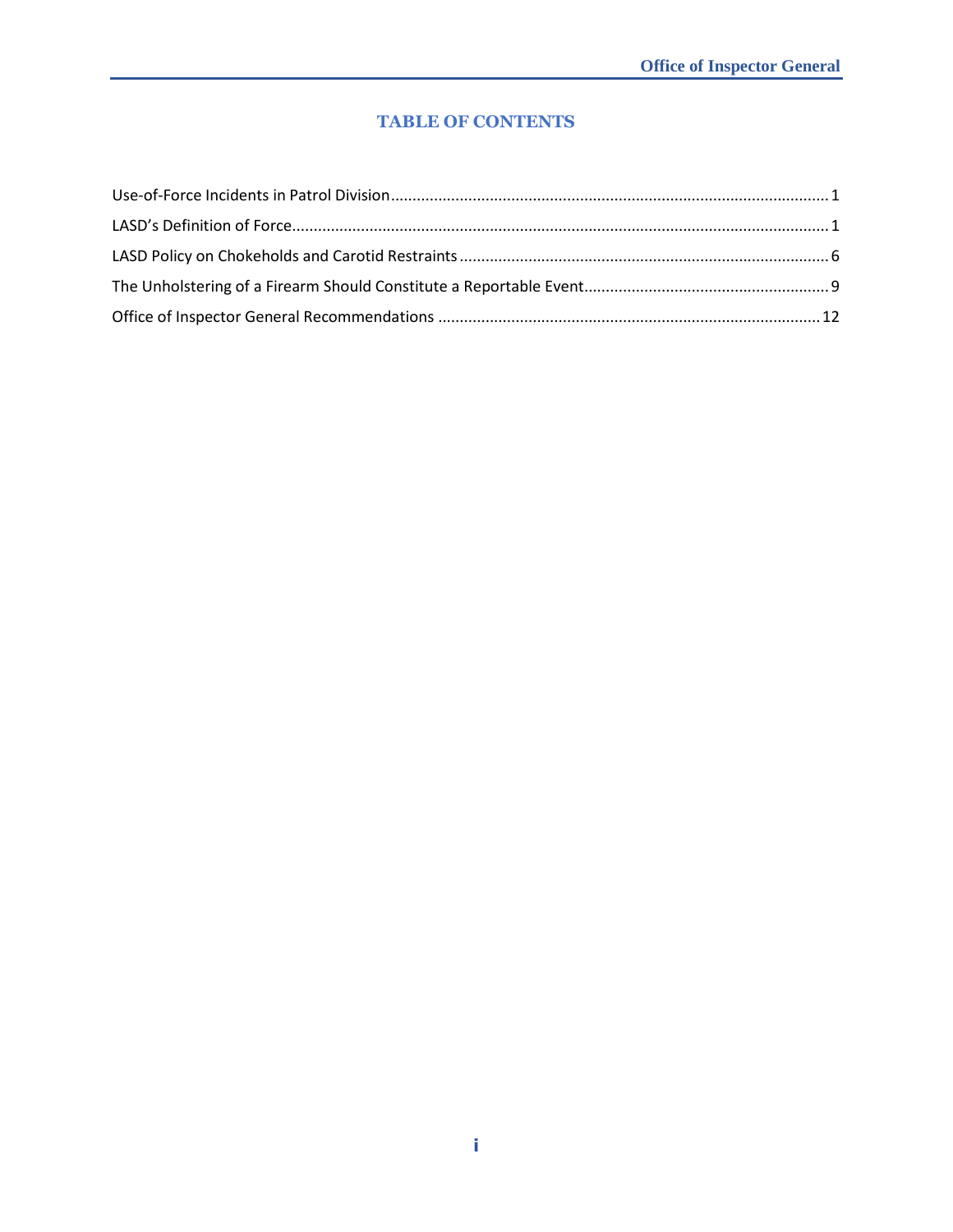## TABLE OF CONTENTS

Use-of-Force Incidents in Patrol Division ........ 1

LASD's Definition of Force ........ 1

LASD Policy on Chokeholds and Carotid Restraints ........ 6

The Unholstering of a Firearm Should Constitute a Reportable Event ........ 9

Office of Inspector General Recommendations ........ 12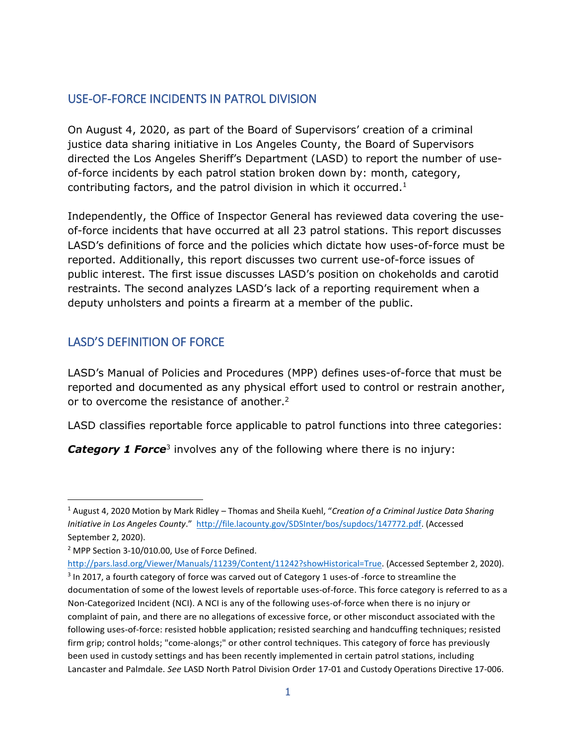## USE-OF-FORCE INCIDENTS IN PATROL DIVISION

On August 4, 2020, as part of the Board of Supervisors' creation of a criminal justice data sharing initiative in Los Angeles County, the Board of Supervisors directed the Los Angeles Sheriff's Department (LASD) to report the number of use-of-force incidents by each patrol station broken down by: month, category, contributing factors, and the patrol division in which it occurred.[1]

Independently, the Office of Inspector General has reviewed data covering the use-of-force incidents that have occurred at all 23 patrol stations. This report discusses LASD's definitions of force and the policies which dictate how uses-of-force must be reported. Additionally, this report discusses two current use-of-force issues of public interest. The first issue discusses LASD's position on chokeholds and carotid restraints. The second analyzes LASD's lack of a reporting requirement when a deputy unholsters and points a firearm at a member of the public.

## LASD'S DEFINITION OF FORCE

LASD's Manual of Policies and Procedures (MPP) defines uses-of-force that must be reported and documented as any physical effort used to control or restrain another, or to overcome the resistance of another.[2]

LASD classifies reportable force applicable to patrol functions into three categories:

***Category 1 Force***[3] involves any of the following where there is no injury:

---

[1] August 4, 2020 Motion by Mark Ridley – Thomas and Sheila Kuehl, "*Creation of a Criminal Justice Data Sharing Initiative in Los Angeles County*." http://file.lacounty.gov/SDSInter/bos/supdocs/147772.pdf. (Accessed September 2, 2020).

[2] MPP Section 3-10/010.00, Use of Force Defined. http://pars.lasd.org/Viewer/Manuals/11239/Content/11242?showHistorical=True. (Accessed September 2, 2020).

[3] In 2017, a fourth category of force was carved out of Category 1 uses-of -force to streamline the documentation of some of the lowest levels of reportable uses-of-force. This force category is referred to as a Non-Categorized Incident (NCI). A NCI is any of the following uses-of-force when there is no injury or complaint of pain, and there are no allegations of excessive force, or other misconduct associated with the following uses-of-force: resisted hobble application; resisted searching and handcuffing techniques; resisted firm grip; control holds; "come-alongs;" or other control techniques. This category of force has previously been used in custody settings and has been recently implemented in certain patrol stations, including Lancaster and Palmdale. *See* LASD North Patrol Division Order 17-01 and Custody Operations Directive 17-006.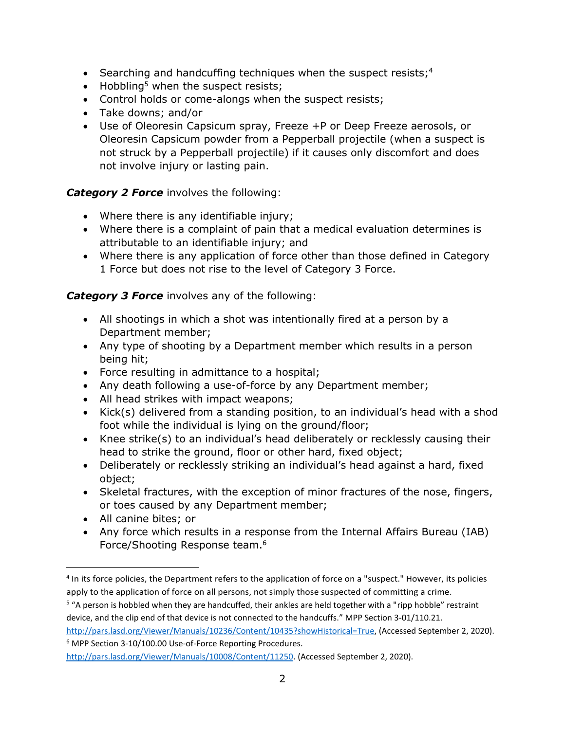- Searching and handcuffing techniques when the suspect resists;[4]
- Hobbling[5] when the suspect resists;
- Control holds or come-alongs when the suspect resists;
- Take downs; and/or
- Use of Oleoresin Capsicum spray, Freeze +P or Deep Freeze aerosols, or Oleoresin Capsicum powder from a Pepperball projectile (when a suspect is not struck by a Pepperball projectile) if it causes only discomfort and does not involve injury or lasting pain.

***Category 2 Force*** involves the following:

- Where there is any identifiable injury;
- Where there is a complaint of pain that a medical evaluation determines is attributable to an identifiable injury; and
- Where there is any application of force other than those defined in Category 1 Force but does not rise to the level of Category 3 Force.

***Category 3 Force*** involves any of the following:

- All shootings in which a shot was intentionally fired at a person by a Department member;
- Any type of shooting by a Department member which results in a person being hit;
- Force resulting in admittance to a hospital;
- Any death following a use-of-force by any Department member;
- All head strikes with impact weapons;
- Kick(s) delivered from a standing position, to an individual's head with a shod foot while the individual is lying on the ground/floor;
- Knee strike(s) to an individual's head deliberately or recklessly causing their head to strike the ground, floor or other hard, fixed object;
- Deliberately or recklessly striking an individual's head against a hard, fixed object;
- Skeletal fractures, with the exception of minor fractures of the nose, fingers, or toes caused by any Department member;
- All canine bites; or
- Any force which results in a response from the Internal Affairs Bureau (IAB) Force/Shooting Response team.[6]

---

[4] In its force policies, the Department refers to the application of force on a "suspect." However, its policies apply to the application of force on all persons, not simply those suspected of committing a crime.

[5] "A person is hobbled when they are handcuffed, their ankles are held together with a "ripp hobble" restraint device, and the clip end of that device is not connected to the handcuffs." MPP Section 3-01/110.21. http://pars.lasd.org/Viewer/Manuals/10236/Content/10435?showHistorical=True, (Accessed September 2, 2020).

[6] MPP Section 3-10/100.00 Use-of-Force Reporting Procedures. http://pars.lasd.org/Viewer/Manuals/10008/Content/11250. (Accessed September 2, 2020).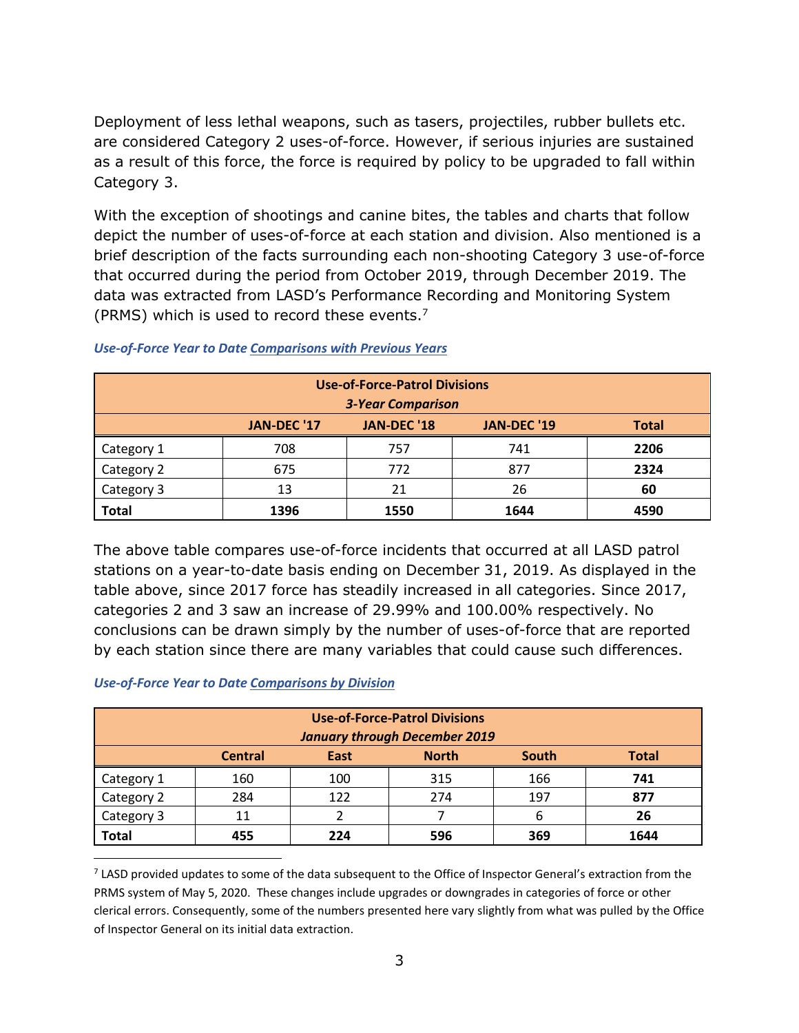Deployment of less lethal weapons, such as tasers, projectiles, rubber bullets etc. are considered Category 2 uses-of-force. However, if serious injuries are sustained as a result of this force, the force is required by policy to be upgraded to fall within Category 3.

With the exception of shootings and canine bites, the tables and charts that follow depict the number of uses-of-force at each station and division. Also mentioned is a brief description of the facts surrounding each non-shooting Category 3 use-of-force that occurred during the period from October 2019, through December 2019. The data was extracted from LASD's Performance Recording and Monitoring System (PRMS) which is used to record these events.[7]

***Use-of-Force Year to Date Comparisons with Previous Years***

| Use-of-Force-Patrol Divisions *3-Year Comparison* | | | | |
|---|---|---|---|---|
| | JAN-DEC '17 | JAN-DEC '18 | JAN-DEC '19 | Total |
| Category 1 | 708 | 757 | 741 | **2206** |
| Category 2 | 675 | 772 | 877 | **2324** |
| Category 3 | 13 | 21 | 26 | **60** |
| **Total** | **1396** | **1550** | **1644** | **4590** |

The above table compares use-of-force incidents that occurred at all LASD patrol stations on a year-to-date basis ending on December 31, 2019. As displayed in the table above, since 2017 force has steadily increased in all categories. Since 2017, categories 2 and 3 saw an increase of 29.99% and 100.00% respectively. No conclusions can be drawn simply by the number of uses-of-force that are reported by each station since there are many variables that could cause such differences.

***Use-of-Force Year to Date Comparisons by Division***

| Use-of-Force-Patrol Divisions *January through December 2019* | | | | | |
|---|---|---|---|---|---|
| | Central | East | North | South | Total |
| Category 1 | 160 | 100 | 315 | 166 | **741** |
| Category 2 | 284 | 122 | 274 | 197 | **877** |
| Category 3 | 11 | 2 | 7 | 6 | **26** |
| **Total** | **455** | **224** | **596** | **369** | **1644** |

[7] LASD provided updates to some of the data subsequent to the Office of Inspector General's extraction from the PRMS system of May 5, 2020. These changes include upgrades or downgrades in categories of force or other clerical errors. Consequently, some of the numbers presented here vary slightly from what was pulled by the Office of Inspector General on its initial data extraction.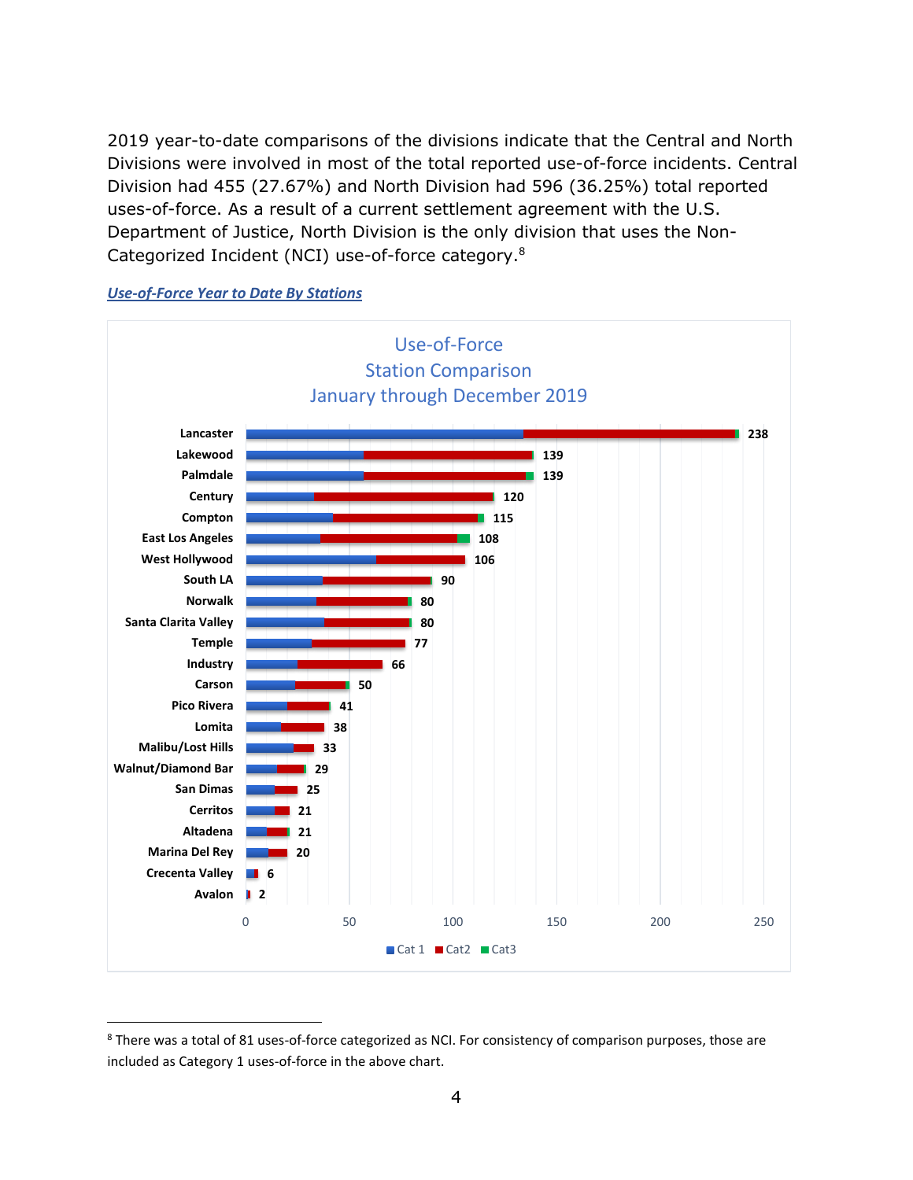2019 year-to-date comparisons of the divisions indicate that the Central and North Divisions were involved in most of the total reported use-of-force incidents. Central Division had 455 (27.67%) and North Division had 596 (36.25%) total reported uses-of-force. As a result of a current settlement agreement with the U.S. Department of Justice, North Division is the only division that uses the Non-Categorized Incident (NCI) use-of-force category.[8]

***Use-of-Force Year to Date By Stations***

Use-of-Force
Station Comparison
January through December 2019

| Station | Total |
|---|---|
| Lancaster | 238 |
| Lakewood | 139 |
| Palmdale | 139 |
| Century | 120 |
| Compton | 115 |
| East Los Angeles | 108 |
| West Hollywood | 106 |
| South LA | 90 |
| Norwalk | 80 |
| Santa Clarita Valley | 80 |
| Temple | 77 |
| Industry | 66 |
| Carson | 50 |
| Pico Rivera | 41 |
| Lomita | 38 |
| Malibu/Lost Hills | 33 |
| Walnut/Diamond Bar | 29 |
| San Dimas | 25 |
| Cerritos | 21 |
| Altadena | 21 |
| Marina Del Rey | 20 |
| Crecenta Valley | 6 |
| Avalon | 2 |

Cat 1 | Cat2 | Cat3

[8] There was a total of 81 uses-of-force categorized as NCI. For consistency of comparison purposes, those are included as Category 1 uses-of-force in the above chart.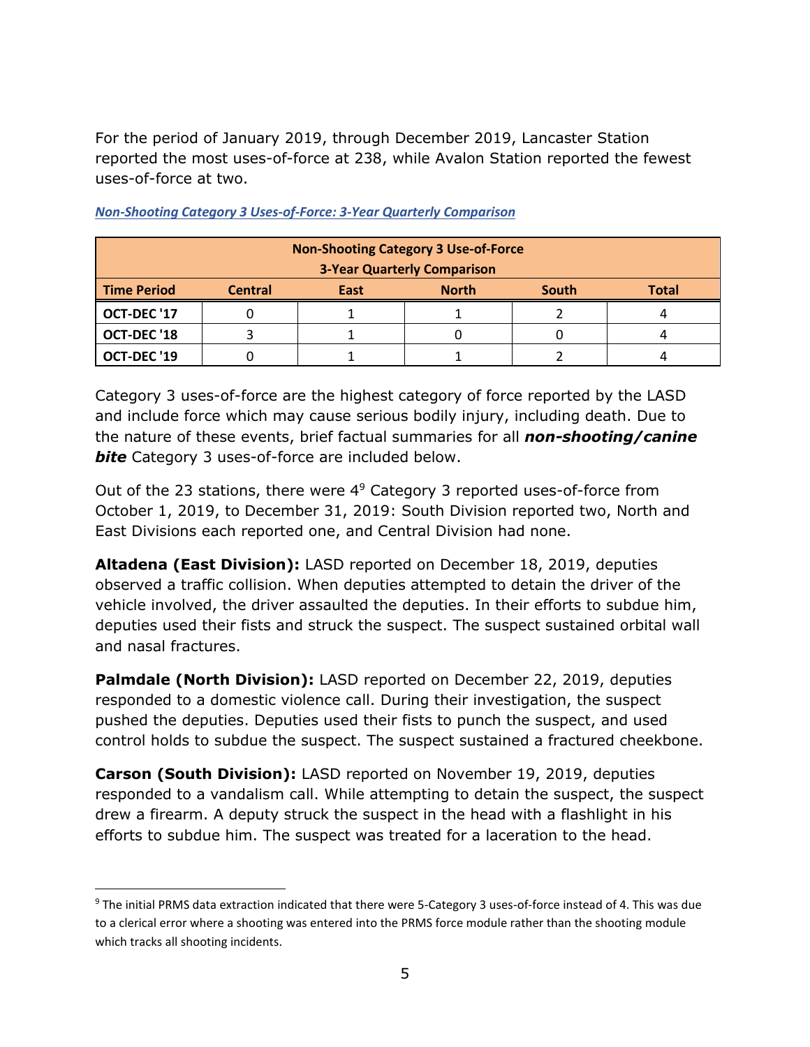For the period of January 2019, through December 2019, Lancaster Station reported the most uses-of-force at 238, while Avalon Station reported the fewest uses-of-force at two.

***Non-Shooting Category 3 Uses-of-Force: 3-Year Quarterly Comparison***

| Non-Shooting Category 3 Use-of-Force 3-Year Quarterly Comparison | | | | | |
|---|---|---|---|---|---|
| **Time Period** | **Central** | **East** | **North** | **South** | **Total** |
| **OCT-DEC '17** | 0 | 1 | 1 | 2 | 4 |
| **OCT-DEC '18** | 3 | 1 | 0 | 0 | 4 |
| **OCT-DEC '19** | 0 | 1 | 1 | 2 | 4 |

Category 3 uses-of-force are the highest category of force reported by the LASD and include force which may cause serious bodily injury, including death. Due to the nature of these events, brief factual summaries for all ***non-shooting/canine bite*** Category 3 uses-of-force are included below.

Out of the 23 stations, there were 4[9] Category 3 reported uses-of-force from October 1, 2019, to December 31, 2019: South Division reported two, North and East Divisions each reported one, and Central Division had none.

**Altadena (East Division):** LASD reported on December 18, 2019, deputies observed a traffic collision. When deputies attempted to detain the driver of the vehicle involved, the driver assaulted the deputies. In their efforts to subdue him, deputies used their fists and struck the suspect. The suspect sustained orbital wall and nasal fractures.

**Palmdale (North Division):** LASD reported on December 22, 2019, deputies responded to a domestic violence call. During their investigation, the suspect pushed the deputies. Deputies used their fists to punch the suspect, and used control holds to subdue the suspect. The suspect sustained a fractured cheekbone.

**Carson (South Division):** LASD reported on November 19, 2019, deputies responded to a vandalism call. While attempting to detain the suspect, the suspect drew a firearm. A deputy struck the suspect in the head with a flashlight in his efforts to subdue him. The suspect was treated for a laceration to the head.

[9] The initial PRMS data extraction indicated that there were 5-Category 3 uses-of-force instead of 4. This was due to a clerical error where a shooting was entered into the PRMS force module rather than the shooting module which tracks all shooting incidents.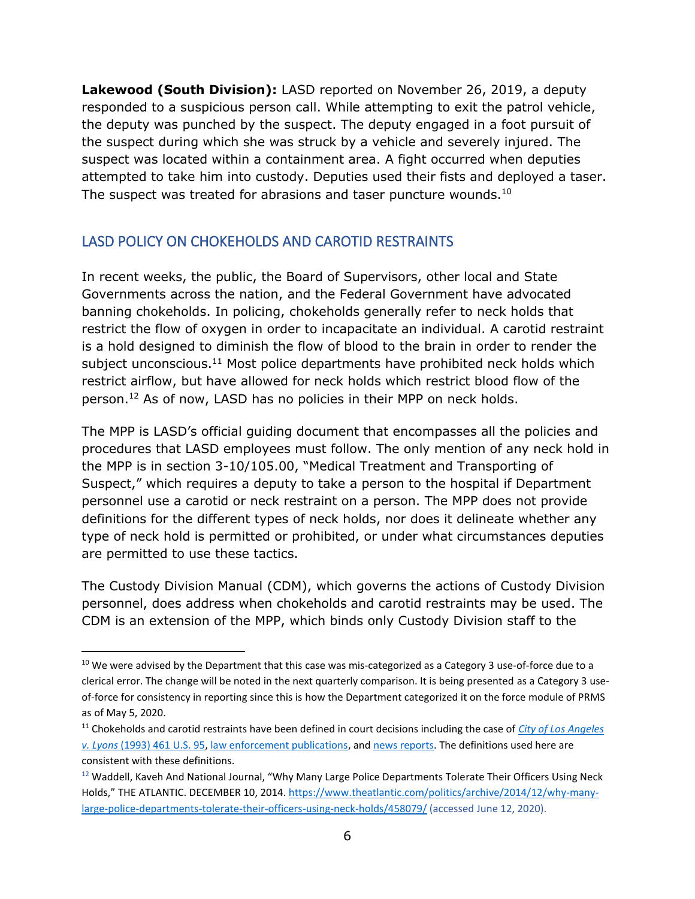**Lakewood (South Division):** LASD reported on November 26, 2019, a deputy responded to a suspicious person call. While attempting to exit the patrol vehicle, the deputy was punched by the suspect. The deputy engaged in a foot pursuit of the suspect during which she was struck by a vehicle and severely injured. The suspect was located within a containment area. A fight occurred when deputies attempted to take him into custody. Deputies used their fists and deployed a taser. The suspect was treated for abrasions and taser puncture wounds.[10]

## LASD POLICY ON CHOKEHOLDS AND CAROTID RESTRAINTS

In recent weeks, the public, the Board of Supervisors, other local and State Governments across the nation, and the Federal Government have advocated banning chokeholds. In policing, chokeholds generally refer to neck holds that restrict the flow of oxygen in order to incapacitate an individual. A carotid restraint is a hold designed to diminish the flow of blood to the brain in order to render the subject unconscious.[11] Most police departments have prohibited neck holds which restrict airflow, but have allowed for neck holds which restrict blood flow of the person.[12] As of now, LASD has no policies in their MPP on neck holds.

The MPP is LASD's official guiding document that encompasses all the policies and procedures that LASD employees must follow. The only mention of any neck hold in the MPP is in section 3-10/105.00, "Medical Treatment and Transporting of Suspect," which requires a deputy to take a person to the hospital if Department personnel use a carotid or neck restraint on a person. The MPP does not provide definitions for the different types of neck holds, nor does it delineate whether any type of neck hold is permitted or prohibited, or under what circumstances deputies are permitted to use these tactics.

The Custody Division Manual (CDM), which governs the actions of Custody Division personnel, does address when chokeholds and carotid restraints may be used. The CDM is an extension of the MPP, which binds only Custody Division staff to the

---

[10] We were advised by the Department that this case was mis-categorized as a Category 3 use-of-force due to a clerical error. The change will be noted in the next quarterly comparison. It is being presented as a Category 3 use-of-force for consistency in reporting since this is how the Department categorized it on the force module of PRMS as of May 5, 2020.

[11] Chokeholds and carotid restraints have been defined in court decisions including the case of *City of Los Angeles v. Lyons* (1993) 461 U.S. 95, law enforcement publications, and news reports. The definitions used here are consistent with these definitions.

[12] Waddell, Kaveh And National Journal, "Why Many Large Police Departments Tolerate Their Officers Using Neck Holds," THE ATLANTIC. DECEMBER 10, 2014. https://www.theatlantic.com/politics/archive/2014/12/why-many-large-police-departments-tolerate-their-officers-using-neck-holds/458079/ (accessed June 12, 2020).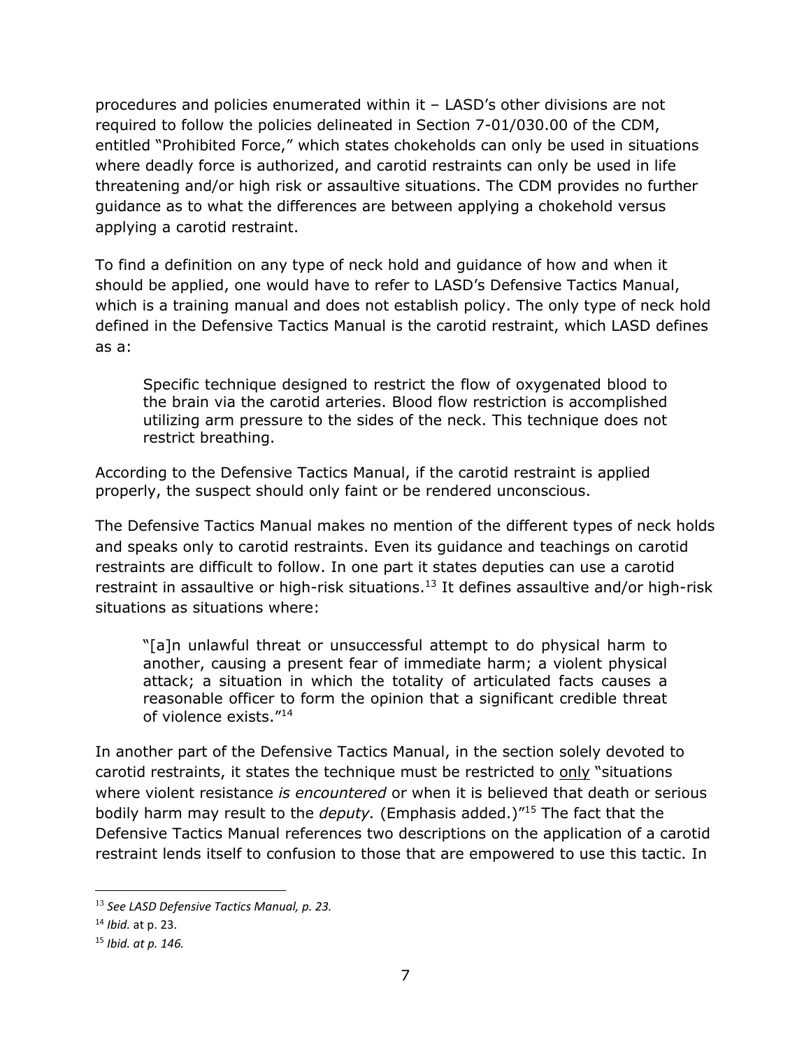procedures and policies enumerated within it – LASD's other divisions are not required to follow the policies delineated in Section 7-01/030.00 of the CDM, entitled "Prohibited Force," which states chokeholds can only be used in situations where deadly force is authorized, and carotid restraints can only be used in life threatening and/or high risk or assaultive situations. The CDM provides no further guidance as to what the differences are between applying a chokehold versus applying a carotid restraint.

To find a definition on any type of neck hold and guidance of how and when it should be applied, one would have to refer to LASD's Defensive Tactics Manual, which is a training manual and does not establish policy. The only type of neck hold defined in the Defensive Tactics Manual is the carotid restraint, which LASD defines as a:

> Specific technique designed to restrict the flow of oxygenated blood to the brain via the carotid arteries. Blood flow restriction is accomplished utilizing arm pressure to the sides of the neck. This technique does not restrict breathing.

According to the Defensive Tactics Manual, if the carotid restraint is applied properly, the suspect should only faint or be rendered unconscious.

The Defensive Tactics Manual makes no mention of the different types of neck holds and speaks only to carotid restraints. Even its guidance and teachings on carotid restraints are difficult to follow. In one part it states deputies can use a carotid restraint in assaultive or high-risk situations.[13] It defines assaultive and/or high-risk situations as situations where:

> "[a]n unlawful threat or unsuccessful attempt to do physical harm to another, causing a present fear of immediate harm; a violent physical attack; a situation in which the totality of articulated facts causes a reasonable officer to form the opinion that a significant credible threat of violence exists."[14]

In another part of the Defensive Tactics Manual, in the section solely devoted to carotid restraints, it states the technique must be restricted to <u>only</u> "situations where violent resistance *is encountered* or when it is believed that death or serious bodily harm may result to the *deputy.* (Emphasis added.)"[15] The fact that the Defensive Tactics Manual references two descriptions on the application of a carotid restraint lends itself to confusion to those that are empowered to use this tactic. In

---

[13] *See LASD Defensive Tactics Manual, p. 23.*

[14] *Ibid.* at p. 23.

[15] *Ibid. at p. 146.*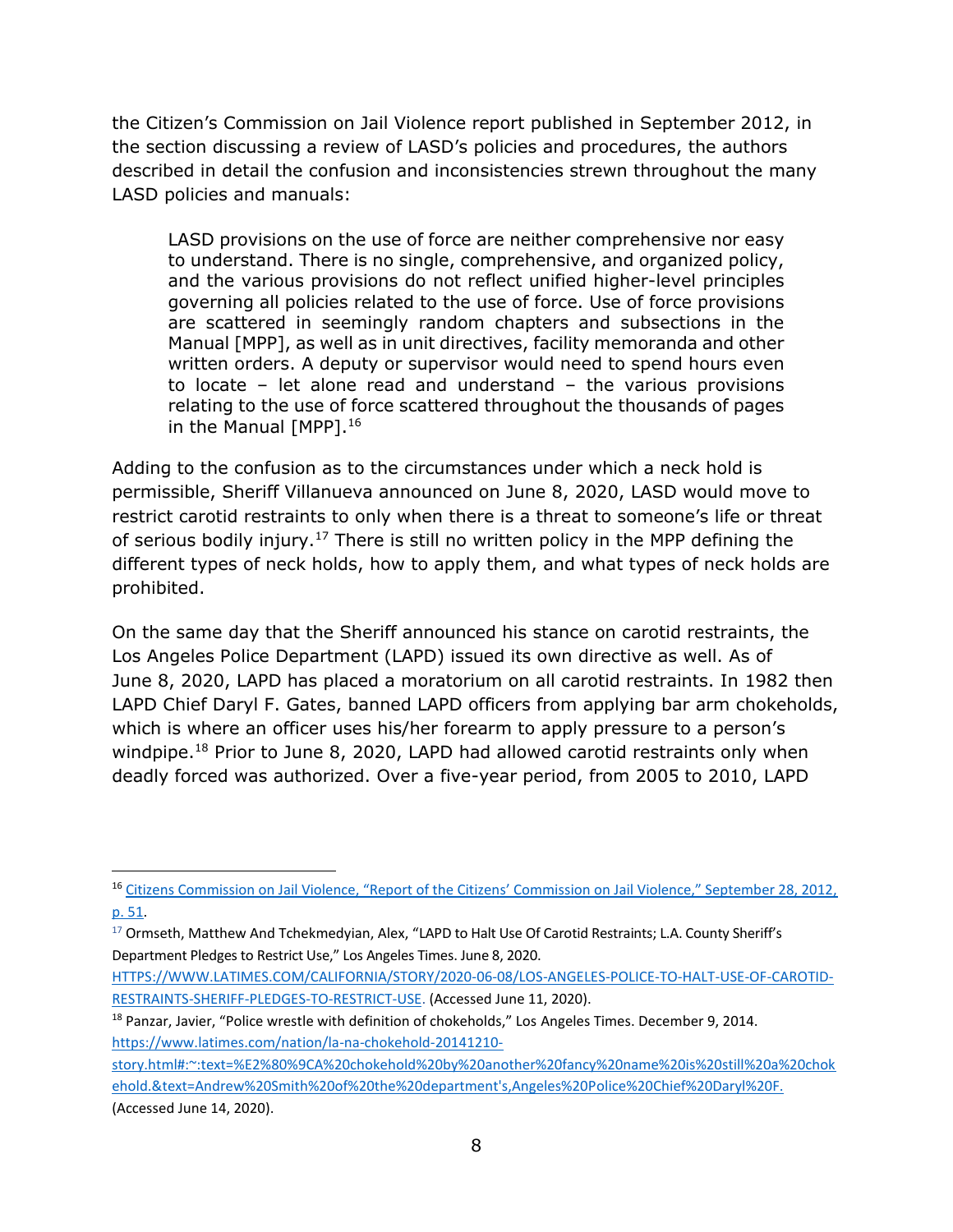the Citizen's Commission on Jail Violence report published in September 2012, in the section discussing a review of LASD's policies and procedures, the authors described in detail the confusion and inconsistencies strewn throughout the many LASD policies and manuals:

> LASD provisions on the use of force are neither comprehensive nor easy to understand. There is no single, comprehensive, and organized policy, and the various provisions do not reflect unified higher-level principles governing all policies related to the use of force. Use of force provisions are scattered in seemingly random chapters and subsections in the Manual [MPP], as well as in unit directives, facility memoranda and other written orders. A deputy or supervisor would need to spend hours even to locate – let alone read and understand – the various provisions relating to the use of force scattered throughout the thousands of pages in the Manual [MPP].[16]

Adding to the confusion as to the circumstances under which a neck hold is permissible, Sheriff Villanueva announced on June 8, 2020, LASD would move to restrict carotid restraints to only when there is a threat to someone's life or threat of serious bodily injury.[17] There is still no written policy in the MPP defining the different types of neck holds, how to apply them, and what types of neck holds are prohibited.

On the same day that the Sheriff announced his stance on carotid restraints, the Los Angeles Police Department (LAPD) issued its own directive as well. As of June 8, 2020, LAPD has placed a moratorium on all carotid restraints. In 1982 then LAPD Chief Daryl F. Gates, banned LAPD officers from applying bar arm chokeholds, which is where an officer uses his/her forearm to apply pressure to a person's windpipe.[18] Prior to June 8, 2020, LAPD had allowed carotid restraints only when deadly forced was authorized. Over a five-year period, from 2005 to 2010, LAPD

---

[16] Citizens Commission on Jail Violence, "Report of the Citizens' Commission on Jail Violence," September 28, 2012, p. 51.

[17] Ormseth, Matthew And Tchekmedyian, Alex, "LAPD to Halt Use Of Carotid Restraints; L.A. County Sheriff's Department Pledges to Restrict Use," Los Angeles Times. June 8, 2020. HTTPS://WWW.LATIMES.COM/CALIFORNIA/STORY/2020-06-08/LOS-ANGELES-POLICE-TO-HALT-USE-OF-CAROTID-RESTRAINTS-SHERIFF-PLEDGES-TO-RESTRICT-USE. (Accessed June 11, 2020).

[18] Panzar, Javier, "Police wrestle with definition of chokeholds," Los Angeles Times. December 9, 2014. https://www.latimes.com/nation/la-na-chokehold-20141210-story.html#:~:text=%E2%80%9CA%20chokehold%20by%20another%20fancy%20name%20is%20still%20a%20chokehold.&text=Andrew%20Smith%20of%20the%20department's,Angeles%20Police%20Chief%20Daryl%20F. (Accessed June 14, 2020).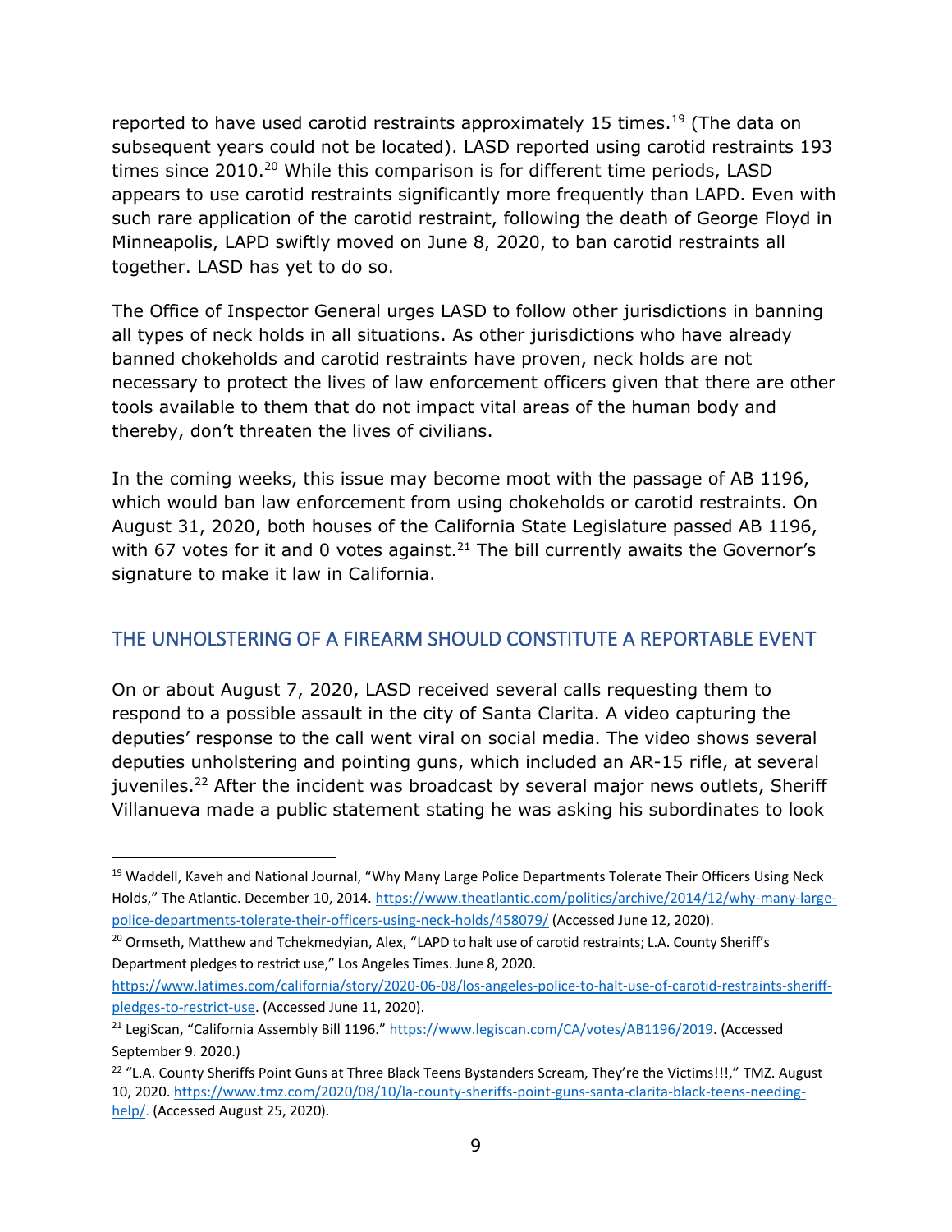reported to have used carotid restraints approximately 15 times.[19] (The data on subsequent years could not be located). LASD reported using carotid restraints 193 times since 2010.[20] While this comparison is for different time periods, LASD appears to use carotid restraints significantly more frequently than LAPD. Even with such rare application of the carotid restraint, following the death of George Floyd in Minneapolis, LAPD swiftly moved on June 8, 2020, to ban carotid restraints all together. LASD has yet to do so.

The Office of Inspector General urges LASD to follow other jurisdictions in banning all types of neck holds in all situations. As other jurisdictions who have already banned chokeholds and carotid restraints have proven, neck holds are not necessary to protect the lives of law enforcement officers given that there are other tools available to them that do not impact vital areas of the human body and thereby, don't threaten the lives of civilians.

In the coming weeks, this issue may become moot with the passage of AB 1196, which would ban law enforcement from using chokeholds or carotid restraints. On August 31, 2020, both houses of the California State Legislature passed AB 1196, with 67 votes for it and 0 votes against.[21] The bill currently awaits the Governor's signature to make it law in California.

## THE UNHOLSTERING OF A FIREARM SHOULD CONSTITUTE A REPORTABLE EVENT

On or about August 7, 2020, LASD received several calls requesting them to respond to a possible assault in the city of Santa Clarita. A video capturing the deputies' response to the call went viral on social media. The video shows several deputies unholstering and pointing guns, which included an AR-15 rifle, at several juveniles.[22] After the incident was broadcast by several major news outlets, Sheriff Villanueva made a public statement stating he was asking his subordinates to look

---

[19] Waddell, Kaveh and National Journal, "Why Many Large Police Departments Tolerate Their Officers Using Neck Holds," The Atlantic. December 10, 2014. https://www.theatlantic.com/politics/archive/2014/12/why-many-large-police-departments-tolerate-their-officers-using-neck-holds/458079/ (Accessed June 12, 2020).

[20] Ormseth, Matthew and Tchekmedyian, Alex, "LAPD to halt use of carotid restraints; L.A. County Sheriff's Department pledges to restrict use," Los Angeles Times. June 8, 2020. https://www.latimes.com/california/story/2020-06-08/los-angeles-police-to-halt-use-of-carotid-restraints-sheriff-pledges-to-restrict-use. (Accessed June 11, 2020).

[21] LegiScan, "California Assembly Bill 1196." https://www.legiscan.com/CA/votes/AB1196/2019. (Accessed September 9. 2020.)

[22] "L.A. County Sheriffs Point Guns at Three Black Teens Bystanders Scream, They're the Victims!!!," TMZ. August 10, 2020. https://www.tmz.com/2020/08/10/la-county-sheriffs-point-guns-santa-clarita-black-teens-needing-help/. (Accessed August 25, 2020).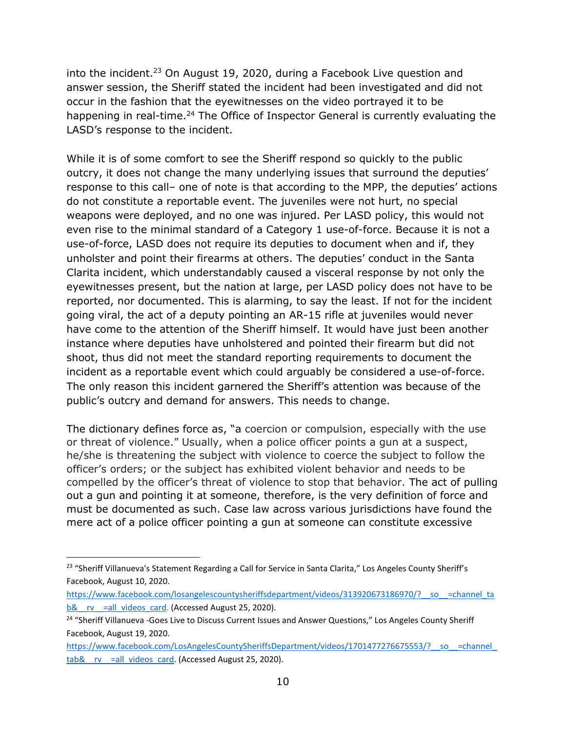into the incident.[23] On August 19, 2020, during a Facebook Live question and answer session, the Sheriff stated the incident had been investigated and did not occur in the fashion that the eyewitnesses on the video portrayed it to be happening in real-time.[24] The Office of Inspector General is currently evaluating the LASD's response to the incident.

While it is of some comfort to see the Sheriff respond so quickly to the public outcry, it does not change the many underlying issues that surround the deputies' response to this call– one of note is that according to the MPP, the deputies' actions do not constitute a reportable event. The juveniles were not hurt, no special weapons were deployed, and no one was injured. Per LASD policy, this would not even rise to the minimal standard of a Category 1 use-of-force. Because it is not a use-of-force, LASD does not require its deputies to document when and if, they unholster and point their firearms at others. The deputies' conduct in the Santa Clarita incident, which understandably caused a visceral response by not only the eyewitnesses present, but the nation at large, per LASD policy does not have to be reported, nor documented. This is alarming, to say the least. If not for the incident going viral, the act of a deputy pointing an AR-15 rifle at juveniles would never have come to the attention of the Sheriff himself. It would have just been another instance where deputies have unholstered and pointed their firearm but did not shoot, thus did not meet the standard reporting requirements to document the incident as a reportable event which could arguably be considered a use-of-force. The only reason this incident garnered the Sheriff's attention was because of the public's outcry and demand for answers. This needs to change.

The dictionary defines force as, "a coercion or compulsion, especially with the use or threat of violence." Usually, when a police officer points a gun at a suspect, he/she is threatening the subject with violence to coerce the subject to follow the officer's orders; or the subject has exhibited violent behavior and needs to be compelled by the officer's threat of violence to stop that behavior. The act of pulling out a gun and pointing it at someone, therefore, is the very definition of force and must be documented as such. Case law across various jurisdictions have found the mere act of a police officer pointing a gun at someone can constitute excessive

---

[23] "Sheriff Villanueva's Statement Regarding a Call for Service in Santa Clarita," Los Angeles County Sheriff's Facebook, August 10, 2020. https://www.facebook.com/losangelescountysheriffsdepartment/videos/313920673186970/?__so__=channel_tab&__rv__=all_videos_card. (Accessed August 25, 2020).

[24] "Sheriff Villanueva -Goes Live to Discuss Current Issues and Answer Questions," Los Angeles County Sheriff Facebook, August 19, 2020. https://www.facebook.com/LosAngelesCountySheriffsDepartment/videos/1701477276675553/?__so__=channel_tab&__rv__=all_videos_card. (Accessed August 25, 2020).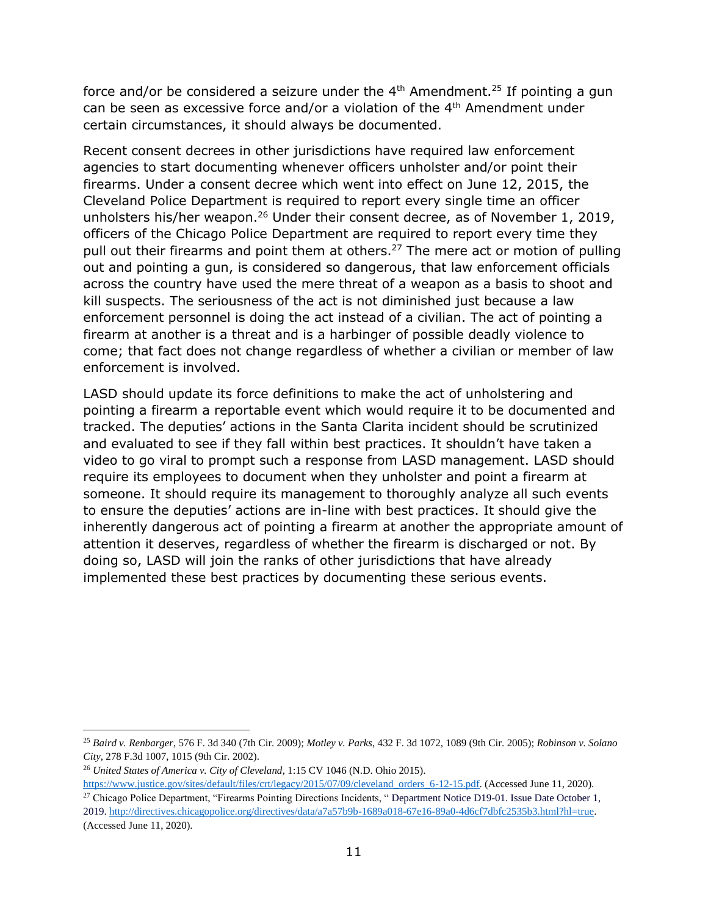force and/or be considered a seizure under the 4th Amendment.[25] If pointing a gun can be seen as excessive force and/or a violation of the 4th Amendment under certain circumstances, it should always be documented.

Recent consent decrees in other jurisdictions have required law enforcement agencies to start documenting whenever officers unholster and/or point their firearms. Under a consent decree which went into effect on June 12, 2015, the Cleveland Police Department is required to report every single time an officer unholsters his/her weapon.[26] Under their consent decree, as of November 1, 2019, officers of the Chicago Police Department are required to report every time they pull out their firearms and point them at others.[27] The mere act or motion of pulling out and pointing a gun, is considered so dangerous, that law enforcement officials across the country have used the mere threat of a weapon as a basis to shoot and kill suspects. The seriousness of the act is not diminished just because a law enforcement personnel is doing the act instead of a civilian. The act of pointing a firearm at another is a threat and is a harbinger of possible deadly violence to come; that fact does not change regardless of whether a civilian or member of law enforcement is involved.

LASD should update its force definitions to make the act of unholstering and pointing a firearm a reportable event which would require it to be documented and tracked. The deputies' actions in the Santa Clarita incident should be scrutinized and evaluated to see if they fall within best practices. It shouldn't have taken a video to go viral to prompt such a response from LASD management. LASD should require its employees to document when they unholster and point a firearm at someone. It should require its management to thoroughly analyze all such events to ensure the deputies' actions are in-line with best practices. It should give the inherently dangerous act of pointing a firearm at another the appropriate amount of attention it deserves, regardless of whether the firearm is discharged or not. By doing so, LASD will join the ranks of other jurisdictions that have already implemented these best practices by documenting these serious events.

---

[25] *Baird v. Renbarger*, 576 F. 3d 340 (7th Cir. 2009); *Motley v. Parks*, 432 F. 3d 1072, 1089 (9th Cir. 2005); *Robinson v. Solano City*, 278 F.3d 1007, 1015 (9th Cir. 2002).

[26] *United States of America v. City of Cleveland*, 1:15 CV 1046 (N.D. Ohio 2015). https://www.justice.gov/sites/default/files/crt/legacy/2015/07/09/cleveland_orders_6-12-15.pdf. (Accessed June 11, 2020).

[27] Chicago Police Department, "Firearms Pointing Directions Incidents, " Department Notice D19-01. Issue Date October 1, 2019. http://directives.chicagopolice.org/directives/data/a7a57b9b-1689a018-67e16-89a0-4d6cf7dbfc2535b3.html?hl=true. (Accessed June 11, 2020).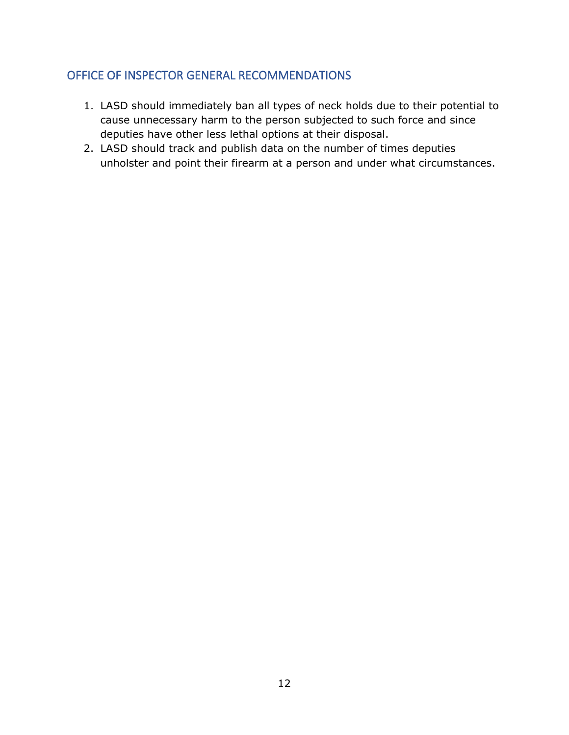## OFFICE OF INSPECTOR GENERAL RECOMMENDATIONS

1. LASD should immediately ban all types of neck holds due to their potential to cause unnecessary harm to the person subjected to such force and since deputies have other less lethal options at their disposal.
2. LASD should track and publish data on the number of times deputies unholster and point their firearm at a person and under what circumstances.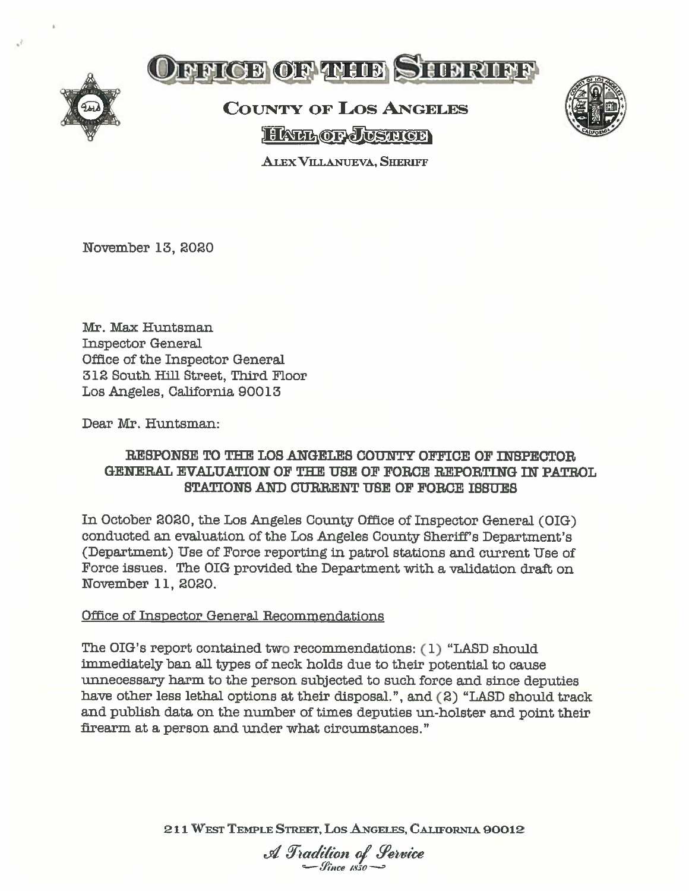# OFFICE OF THE SHERIFF

## COUNTY OF LOS ANGELES

### HALL OF JUSTICE

ALEX VILLANUEVA, SHERIFF

November 13, 2020

Mr. Max Huntsman
Inspector General
Office of the Inspector General
312 South Hill Street, Third Floor
Los Angeles, California 90013

Dear Mr. Huntsman:

**RESPONSE TO THE LOS ANGELES COUNTY OFFICE OF INSPECTOR GENERAL EVALUATION OF THE USE OF FORCE REPORTING IN PATROL STATIONS AND CURRENT USE OF FORCE ISSUES**

In October 2020, the Los Angeles County Office of Inspector General (OIG) conducted an evaluation of the Los Angeles County Sheriff's Department's (Department) Use of Force reporting in patrol stations and current Use of Force issues. The OIG provided the Department with a validation draft on November 11, 2020.

Office of Inspector General Recommendations

The OIG's report contained two recommendations: (1) "LASD should immediately ban all types of neck holds due to their potential to cause unnecessary harm to the person subjected to such force and since deputies have other less lethal options at their disposal.", and (2) "LASD should track and publish data on the number of times deputies un-holster and point their firearm at a person and under what circumstances."

211 WEST TEMPLE STREET, LOS ANGELES, CALIFORNIA 90012

*A Tradition of Service*
*Since 1850*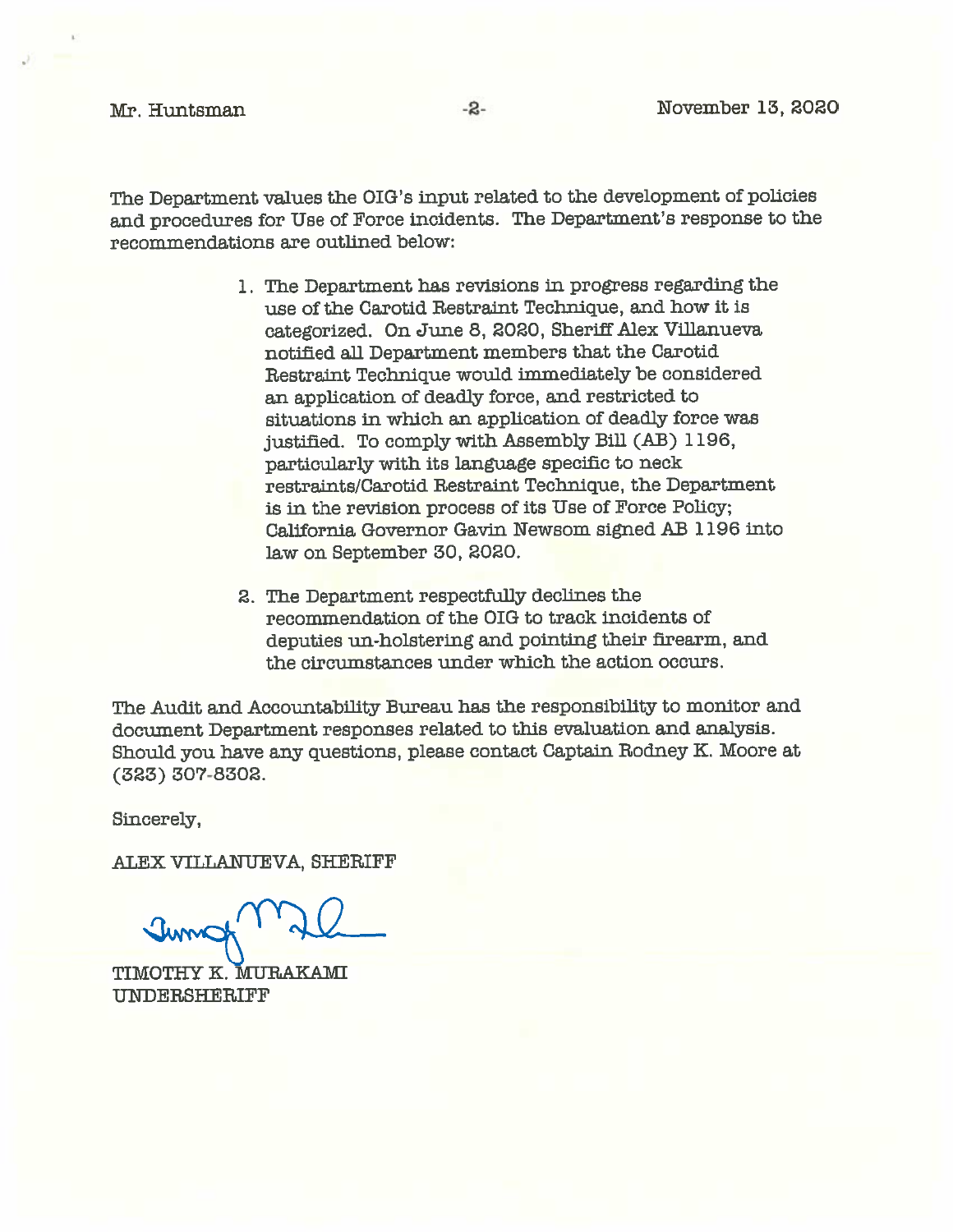The Department values the OIG's input related to the development of policies and procedures for Use of Force incidents. The Department's response to the recommendations are outlined below:

1. The Department has revisions in progress regarding the use of the Carotid Restraint Technique, and how it is categorized. On June 8, 2020, Sheriff Alex Villanueva notified all Department members that the Carotid Restraint Technique would immediately be considered an application of deadly force, and restricted to situations in which an application of deadly force was justified. To comply with Assembly Bill (AB) 1196, particularly with its language specific to neck restraints/Carotid Restraint Technique, the Department is in the revision process of its Use of Force Policy; California Governor Gavin Newsom signed AB 1196 into law on September 30, 2020.

2. The Department respectfully declines the recommendation of the OIG to track incidents of deputies un-holstering and pointing their firearm, and the circumstances under which the action occurs.

The Audit and Accountability Bureau has the responsibility to monitor and document Department responses related to this evaluation and analysis. Should you have any questions, please contact Captain Rodney K. Moore at (323) 307-8302.

Sincerely,

ALEX VILLANUEVA, SHERIFF

TIMOTHY K. MURAKAMI
UNDERSHERIFF